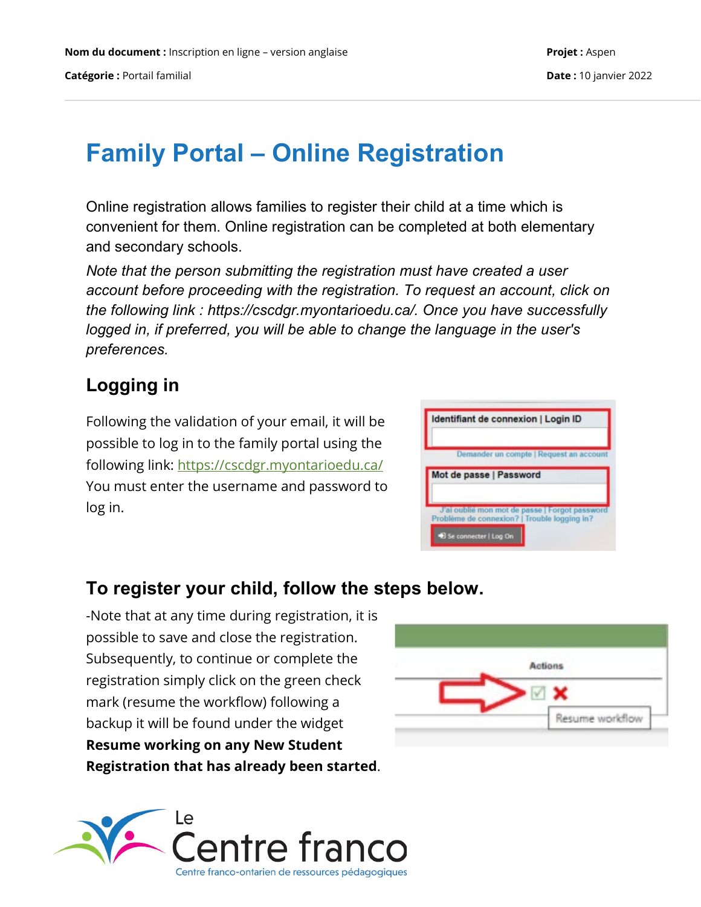**Nom du document :** Inscription en ligne – version anglaise

**Catégorie :** Portail familial

**Projet :** Aspen

**Date :** 10 janvier 2022

# Family Portal – Online Registration

Online registration allows families to register their child at a time which is convenient for them. Online registration can be completed at both elementary and secondary schools.

*Note that the person submitting the registration must have created a user account before proceeding with the registration. To request an account, click on the following link : https://cscdgr.myontarioedu.ca/. Once you have successfully logged in, if preferred, you will be able to change the language in the user's preferences.*

## Logging in

Following the validation of your email, it will be possible to log in to the family portal using the following link: [https://cscdgr.myontarioedu.ca/](https://cscdgr.myontarioedu.ca/)
You must enter the username and password to log in.

## To register your child, follow the steps below.

-Note that at any time during registration, it is possible to save and close the registration. Subsequently, to continue or complete the registration simply click on the green check mark (resume the workflow) following a backup it will be found under the widget **Resume working on any New Student Registration that has already been started**.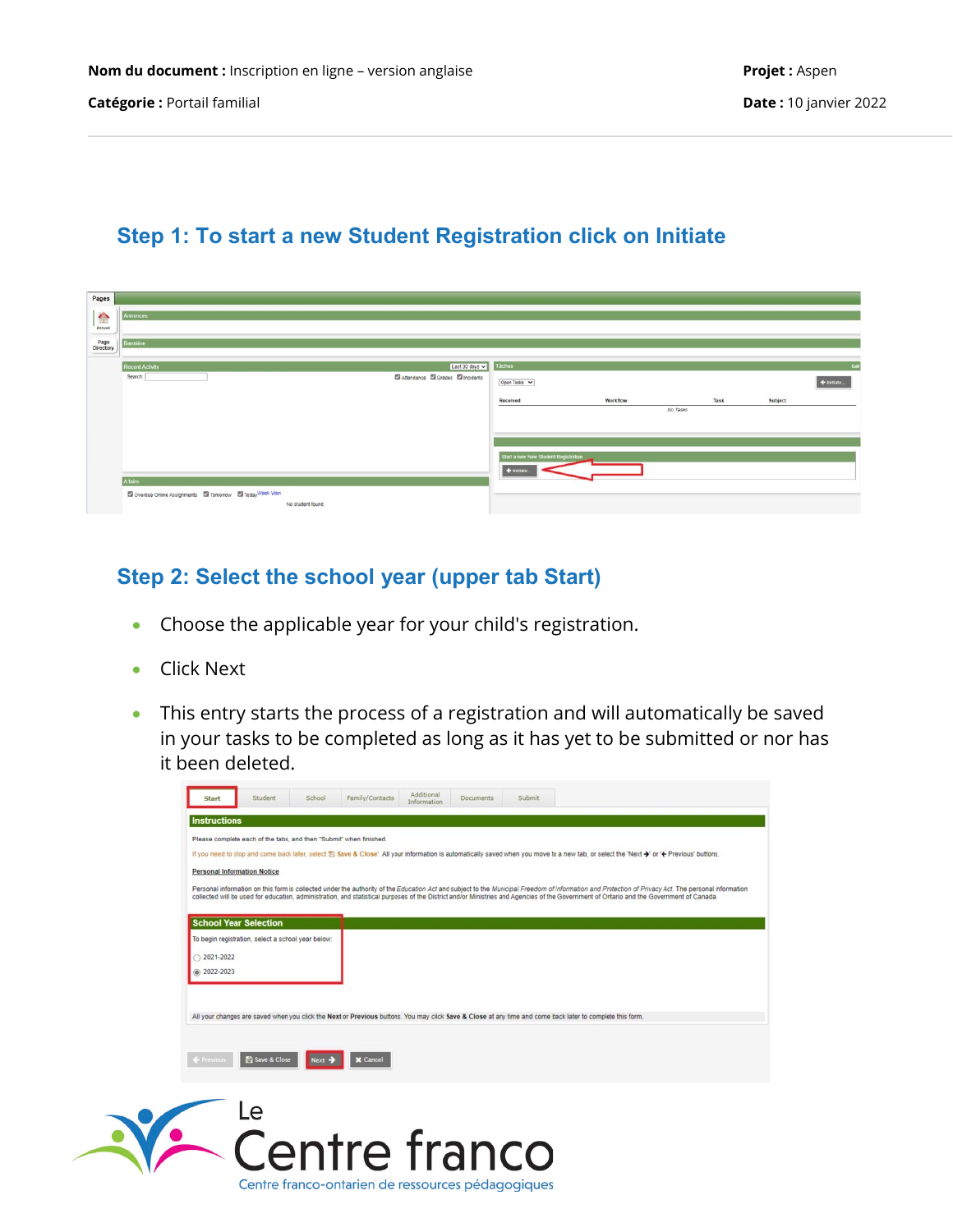## Step 1: To start a new Student Registration click on Initiate

## Step 2: Select the school year (upper tab Start)

- Choose the applicable year for your child's registration.
- Click Next
- This entry starts the process of a registration and will automatically be saved in your tasks to be completed as long as it has yet to be submitted or nor has it been deleted.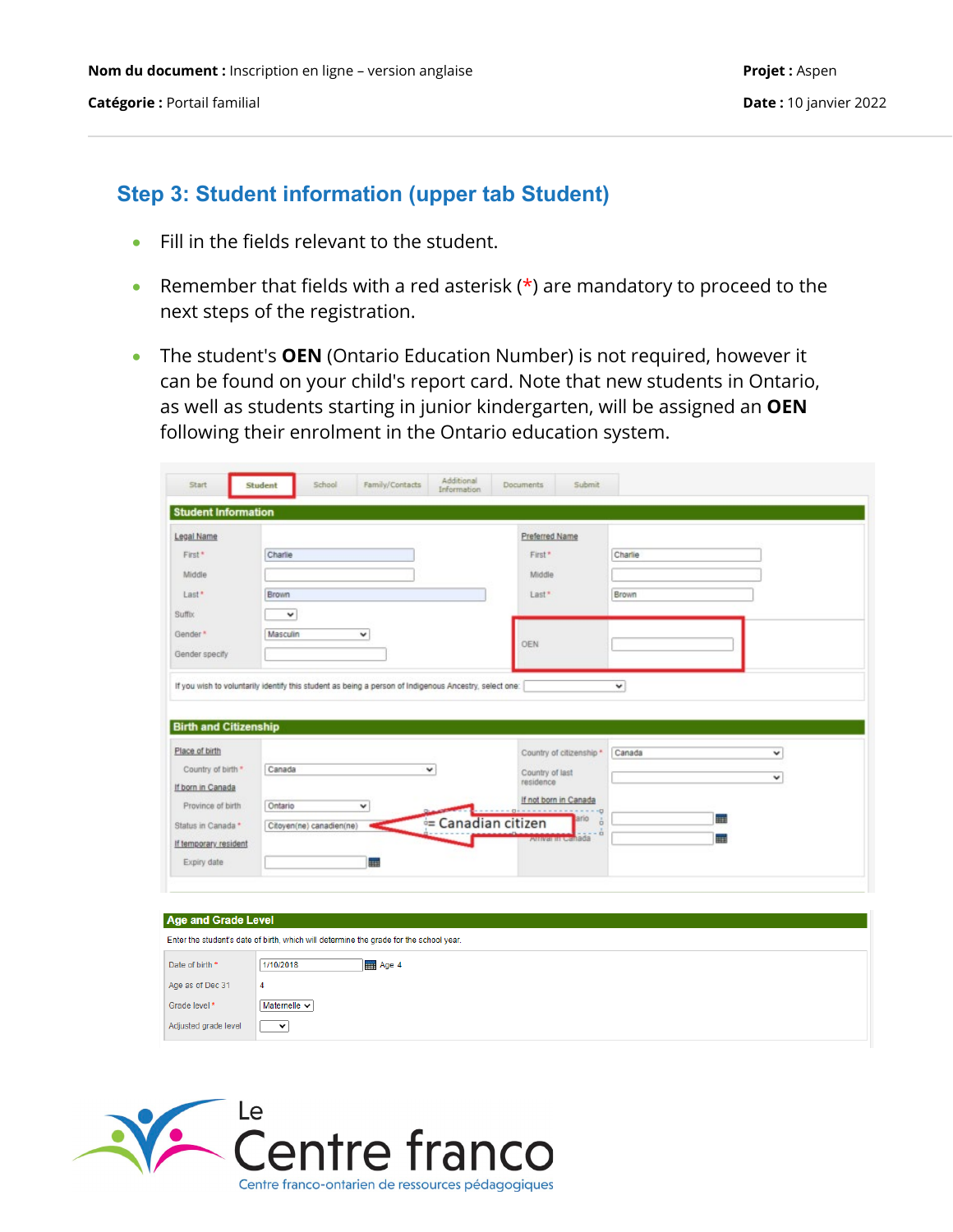## Step 3: Student information (upper tab Student)

- Fill in the fields relevant to the student.
- Remember that fields with a red asterisk (*) are mandatory to proceed to the next steps of the registration.
- The student's **OEN** (Ontario Education Number) is not required, however it can be found on your child's report card. Note that new students in Ontario, as well as students starting in junior kindergarten, will be assigned an **OEN** following their enrolment in the Ontario education system.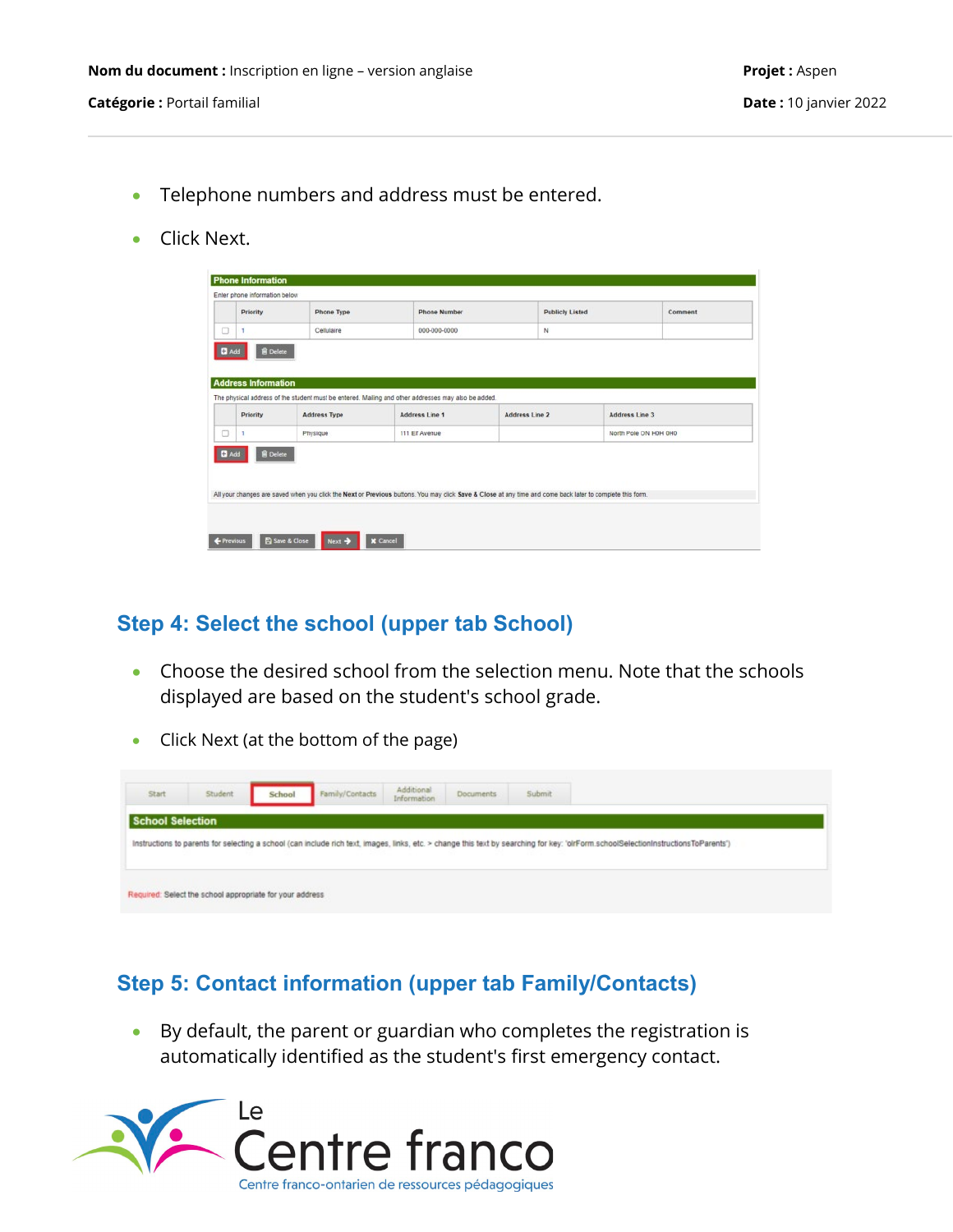- Telephone numbers and address must be entered.
- Click Next.

## Step 4: Select the school (upper tab School)

- Choose the desired school from the selection menu. Note that the schools displayed are based on the student's school grade.
- Click Next (at the bottom of the page)

## Step 5: Contact information (upper tab Family/Contacts)

- By default, the parent or guardian who completes the registration is automatically identified as the student's first emergency contact.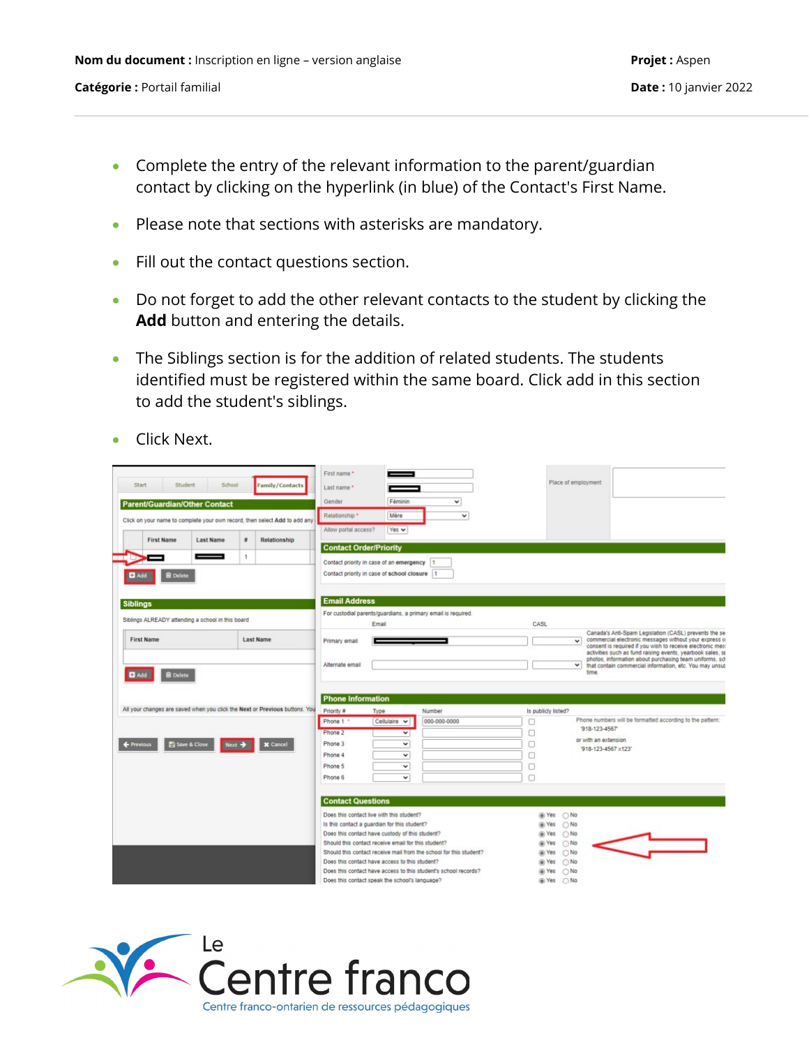- Complete the entry of the relevant information to the parent/guardian contact by clicking on the hyperlink (in blue) of the Contact's First Name.
- Please note that sections with asterisks are mandatory.
- Fill out the contact questions section.
- Do not forget to add the other relevant contacts to the student by clicking the **Add** button and entering the details.
- The Siblings section is for the addition of related students. The students identified must be registered within the same board. Click add in this section to add the student's siblings.
- Click Next.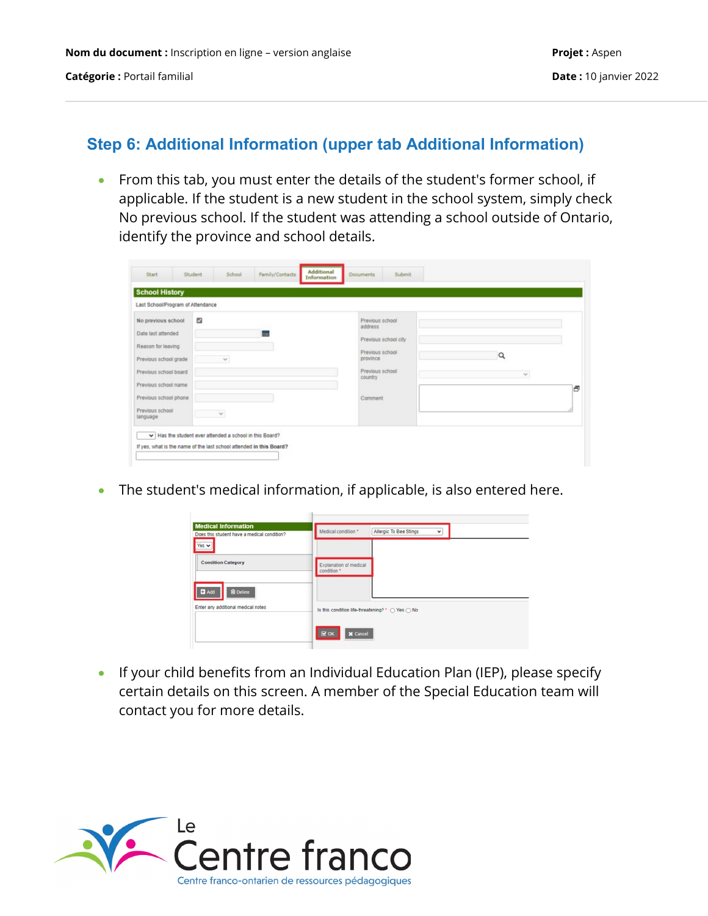## Step 6: Additional Information (upper tab Additional Information)

- From this tab, you must enter the details of the student's former school, if applicable. If the student is a new student in the school system, simply check No previous school. If the student was attending a school outside of Ontario, identify the province and school details.

- The student's medical information, if applicable, is also entered here.

- If your child benefits from an Individual Education Plan (IEP), please specify certain details on this screen. A member of the Special Education team will contact you for more details.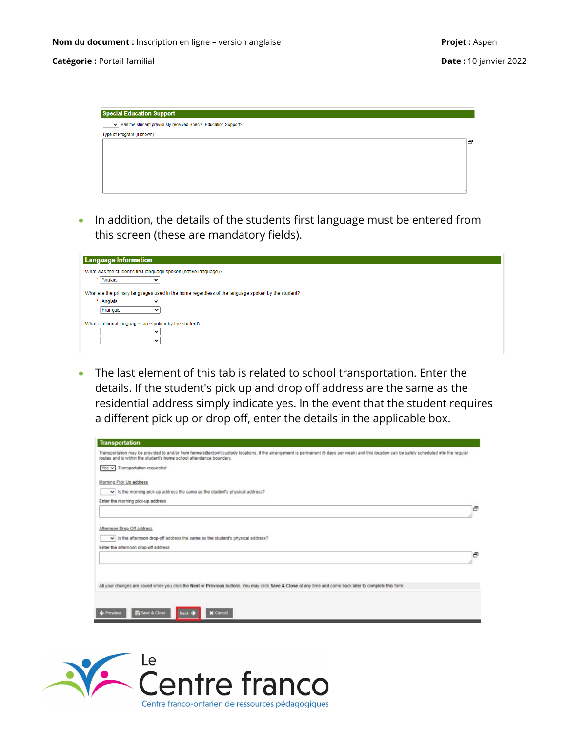**Special Education Support**

Has the student previously received Special Education Support?

Type of Program (if known)

- In addition, the details of the students first language must be entered from this screen (these are mandatory fields).

**Language Information**

What was the student's first language spoken (native language)?

\* Anglais

What are the primary languages used in the home regardless of the language spoken by the student?

\* Anglais

Français

What additional languages are spoken by the student?

- The last element of this tab is related to school transportation. Enter the details. If the student's pick up and drop off address are the same as the residential address simply indicate yes. In the event that the student requires a different pick up or drop off, enter the details in the applicable box.

**Transportation**

Transportation may be provided to and/or from home/sitter/joint custody locations, if the arrangement is permanent (5 days per week) and this location can be safely scheduled into the regular routes and is within the student's home school attendance boundary.

Yes — Transportation requested

Morning Pick Up address

Is the morning pick-up address the same as the student's physical address?

Enter the morning pick-up address

Afternoon Drop Off address

Is the afternoon drop-off address the same as the student's physical address?

Enter the afternoon drop-off address

All your changes are saved when you click the **Next** or **Previous** buttons. You may click **Save & Close** at any time and come back later to complete this form.

Previous | Save & Close | Next | Cancel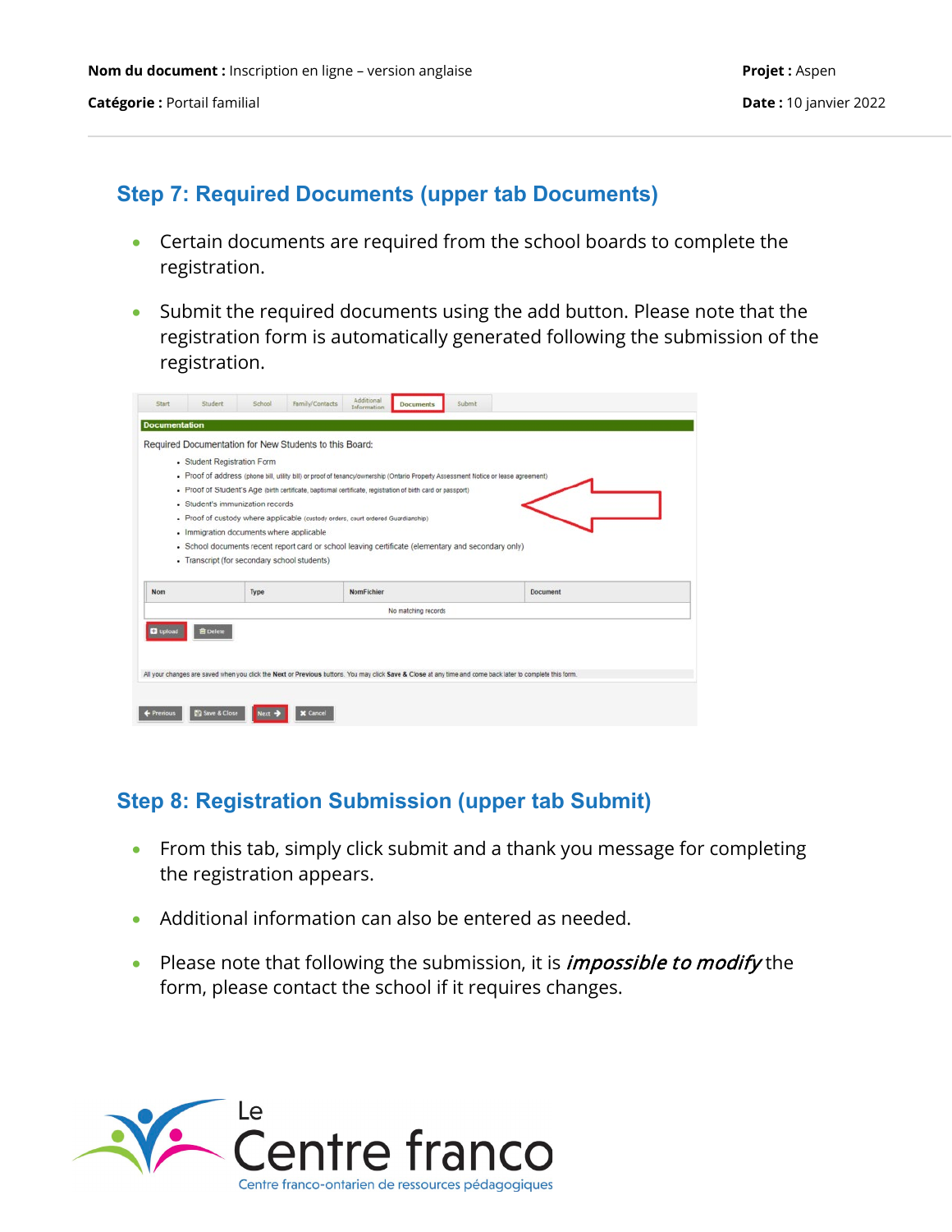## Step 7: Required Documents (upper tab Documents)

- Certain documents are required from the school boards to complete the registration.
- Submit the required documents using the add button. Please note that the registration form is automatically generated following the submission of the registration.

## Step 8: Registration Submission (upper tab Submit)

- From this tab, simply click submit and a thank you message for completing the registration appears.
- Additional information can also be entered as needed.
- Please note that following the submission, it is ***impossible to modify*** the form, please contact the school if it requires changes.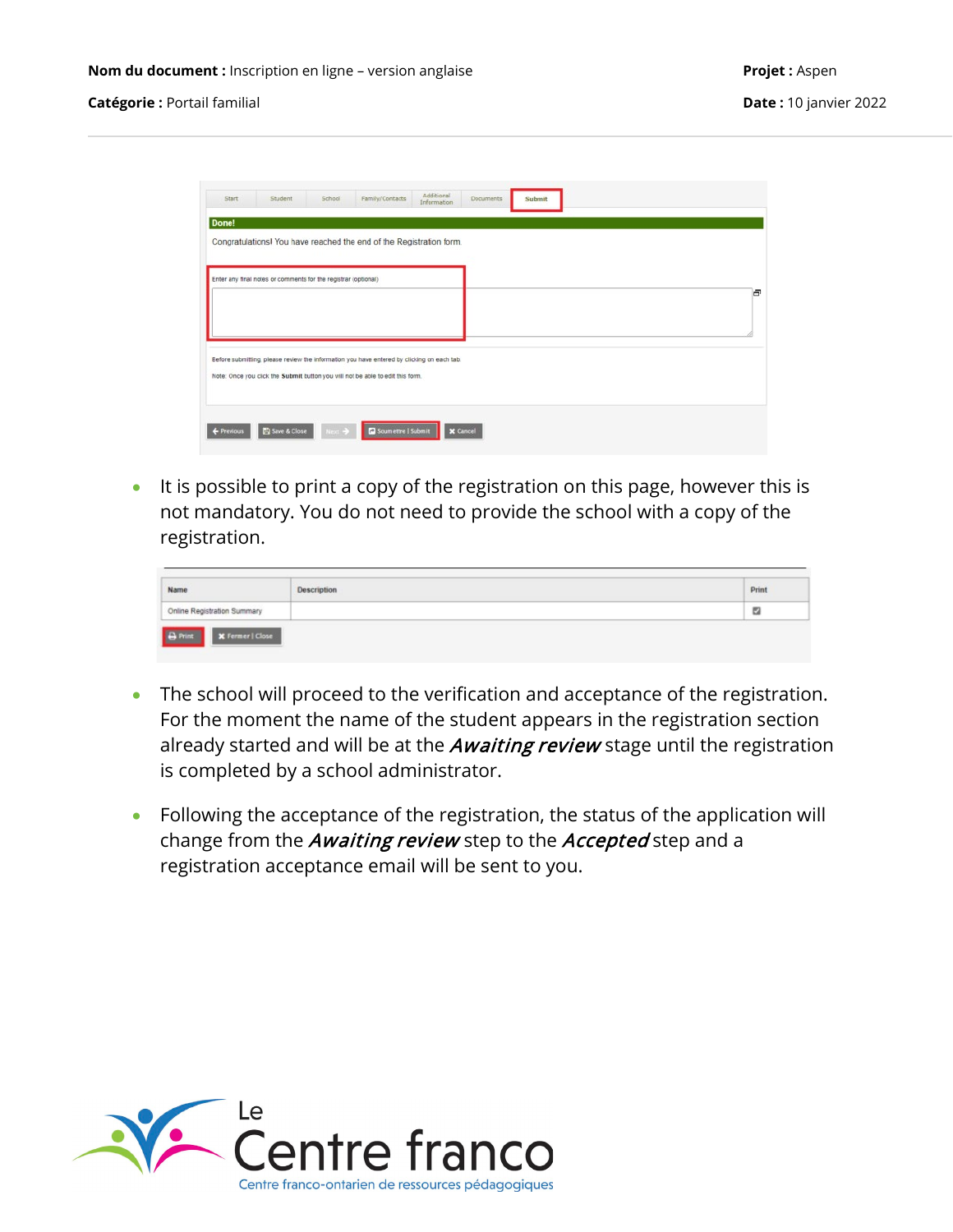- It is possible to print a copy of the registration on this page, however this is not mandatory. You do not need to provide the school with a copy of the registration.

- The school will proceed to the verification and acceptance of the registration. For the moment the name of the student appears in the registration section already started and will be at the ***Awaiting review*** stage until the registration is completed by a school administrator.

- Following the acceptance of the registration, the status of the application will change from the ***Awaiting review*** step to the ***Accepted*** step and a registration acceptance email will be sent to you.